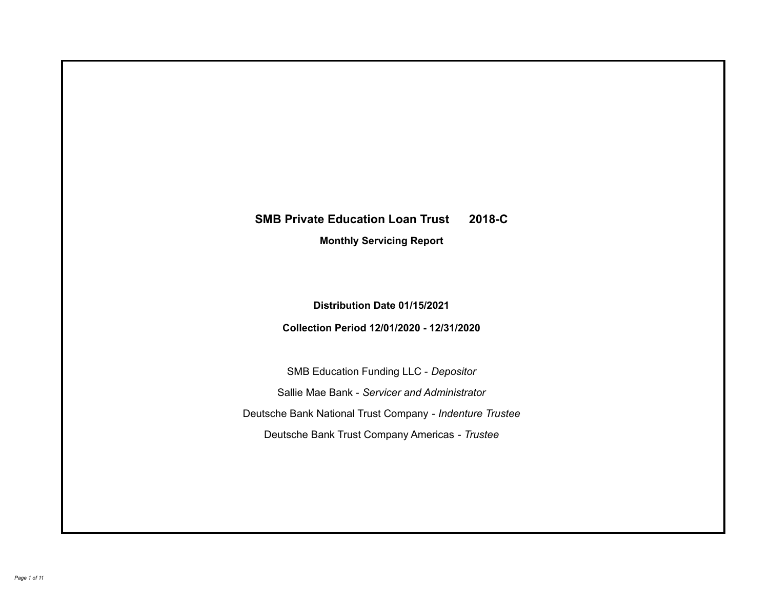# SMB Private Education Loan Trust 2018-C

## Monthly Servicing Report

**Distribution Date 01/15/2021**

**Collection Period 12/01/2020 - 12/31/2020**

SMB Education Funding LLC - *Depositor*

Sallie Mae Bank - *Servicer and Administrator*

Deutsche Bank National Trust Company - *Indenture Trustee*

Deutsche Bank Trust Company Americas - *Trustee*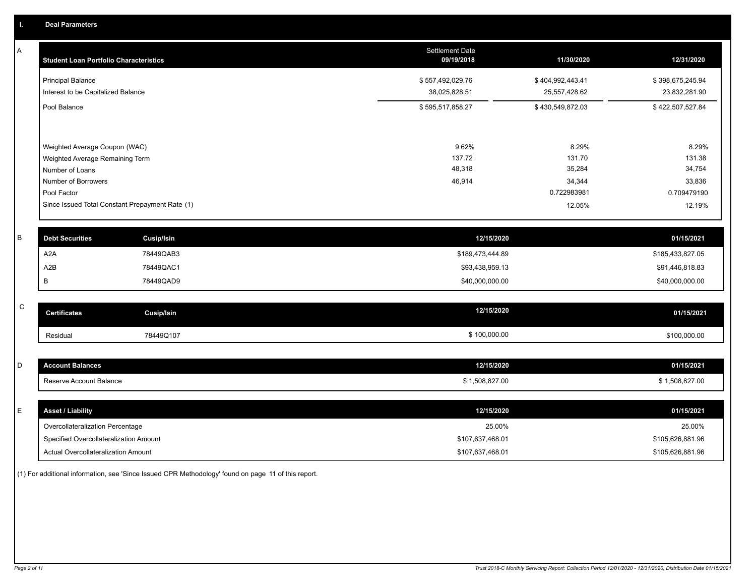## I. Deal Parameters

### A

| Student Loan Portfolio Characteristics | Settlement Date 09/19/2018 | 11/30/2020 | 12/31/2020 |
|---|---|---|---|
| Principal Balance | $ 557,492,029.76 | $ 404,992,443.41 | $ 398,675,245.94 |
| Interest to be Capitalized Balance | 38,025,828.51 | 25,557,428.62 | 23,832,281.90 |
| Pool Balance | $ 595,517,858.27 | $ 430,549,872.03 | $ 422,507,527.84 |
| Weighted Average Coupon (WAC) | 9.62% | 8.29% | 8.29% |
| Weighted Average Remaining Term | 137.72 | 131.70 | 131.38 |
| Number of Loans | 48,318 | 35,284 | 34,754 |
| Number of Borrowers | 46,914 | 34,344 | 33,836 |
| Pool Factor | | 0.722983981 | 0.709479190 |
| Since Issued Total Constant Prepayment Rate (1) | | 12.05% | 12.19% |

### B

| Debt Securities | Cusip/Isin | 12/15/2020 | 01/15/2021 |
|---|---|---|---|
| A2A | 78449QAB3 | $189,473,444.89 | $185,433,827.05 |
| A2B | 78449QAC1 | $93,438,959.13 | $91,446,818.83 |
| B | 78449QAD9 | $40,000,000.00 | $40,000,000.00 |

### C

| Certificates | Cusip/Isin | 12/15/2020 | 01/15/2021 |
|---|---|---|---|
| Residual | 78449Q107 | $ 100,000.00 | $100,000.00 |

### D

| Account Balances | 12/15/2020 | 01/15/2021 |
|---|---|---|
| Reserve Account Balance | $ 1,508,827.00 | $ 1,508,827.00 |

### E

| Asset / Liability | 12/15/2020 | 01/15/2021 |
|---|---|---|
| Overcollateralization Percentage | 25.00% | 25.00% |
| Specified Overcollateralization Amount | $107,637,468.01 | $105,626,881.96 |
| Actual Overcollateralization Amount | $107,637,468.01 | $105,626,881.96 |

(1) For additional information, see 'Since Issued CPR Methodology' found on page 11 of this report.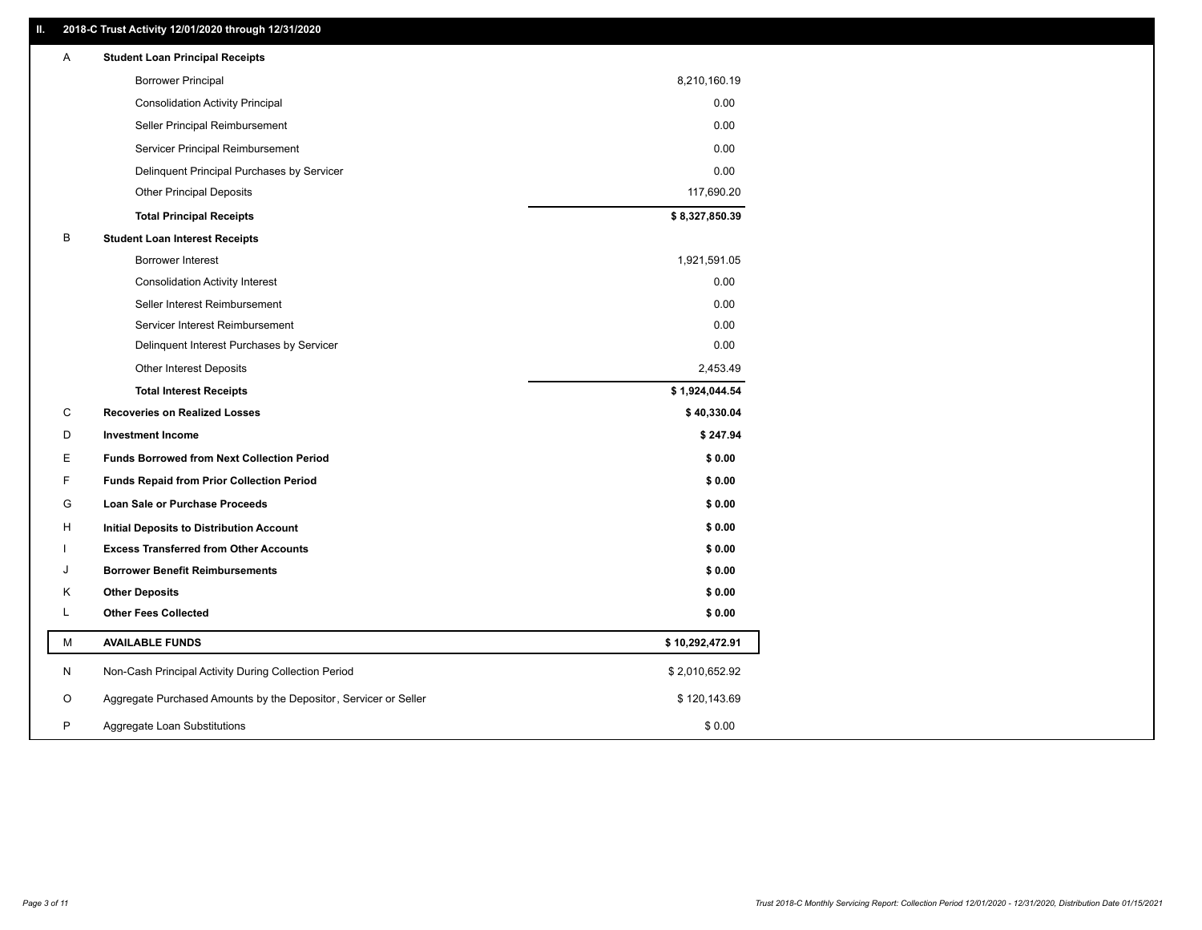## II. 2018-C Trust Activity 12/01/2020 through 12/31/2020

| | | |
|---|---|---|
| A | **Student Loan Principal Receipts** | |
| | Borrower Principal | 8,210,160.19 |
| | Consolidation Activity Principal | 0.00 |
| | Seller Principal Reimbursement | 0.00 |
| | Servicer Principal Reimbursement | 0.00 |
| | Delinquent Principal Purchases by Servicer | 0.00 |
| | Other Principal Deposits | 117,690.20 |
| | **Total Principal Receipts** | **$ 8,327,850.39** |
| B | **Student Loan Interest Receipts** | |
| | Borrower Interest | 1,921,591.05 |
| | Consolidation Activity Interest | 0.00 |
| | Seller Interest Reimbursement | 0.00 |
| | Servicer Interest Reimbursement | 0.00 |
| | Delinquent Interest Purchases by Servicer | 0.00 |
| | Other Interest Deposits | 2,453.49 |
| | **Total Interest Receipts** | **$ 1,924,044.54** |
| C | **Recoveries on Realized Losses** | **$ 40,330.04** |
| D | **Investment Income** | **$ 247.94** |
| E | **Funds Borrowed from Next Collection Period** | **$ 0.00** |
| F | **Funds Repaid from Prior Collection Period** | **$ 0.00** |
| G | **Loan Sale or Purchase Proceeds** | **$ 0.00** |
| H | **Initial Deposits to Distribution Account** | **$ 0.00** |
| I | **Excess Transferred from Other Accounts** | **$ 0.00** |
| J | **Borrower Benefit Reimbursements** | **$ 0.00** |
| K | **Other Deposits** | **$ 0.00** |
| L | **Other Fees Collected** | **$ 0.00** |
| M | **AVAILABLE FUNDS** | **$ 10,292,472.91** |
| N | Non-Cash Principal Activity During Collection Period | $ 2,010,652.92 |
| O | Aggregate Purchased Amounts by the Depositor, Servicer or Seller | $ 120,143.69 |
| P | Aggregate Loan Substitutions | $ 0.00 |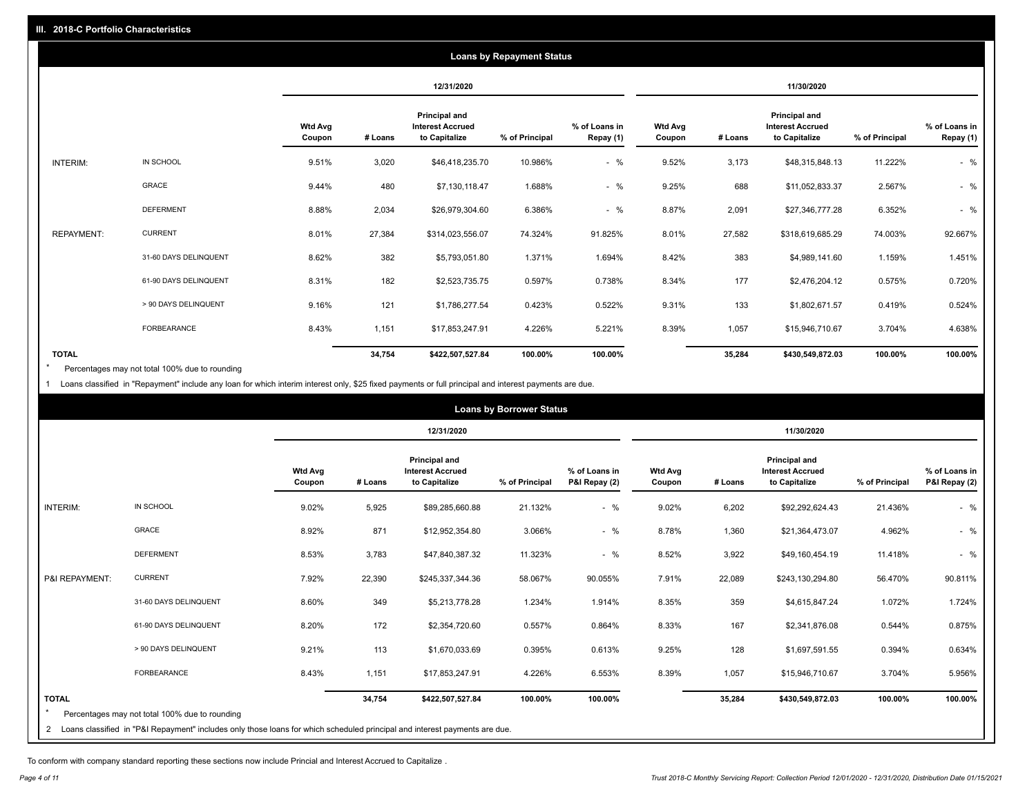## III. 2018-C Portfolio Characteristics

### Loans by Repayment Status

| | | 12/31/2020 | | | | | 11/30/2020 | | | | |
|---|---|---|---|---|---|---|---|---|---|---|---|
| | | Wtd Avg Coupon | # Loans | Principal and Interest Accrued to Capitalize | % of Principal | % of Loans in Repay (1) | Wtd Avg Coupon | # Loans | Principal and Interest Accrued to Capitalize | % of Principal | % of Loans in Repay (1) |
| INTERIM: | IN SCHOOL | 9.51% | 3,020 | $46,418,235.70 | 10.986% | - % | 9.52% | 3,173 | $48,315,848.13 | 11.222% | - % |
| | GRACE | 9.44% | 480 | $7,130,118.47 | 1.688% | - % | 9.25% | 688 | $11,052,833.37 | 2.567% | - % |
| | DEFERMENT | 8.88% | 2,034 | $26,979,304.60 | 6.386% | - % | 8.87% | 2,091 | $27,346,777.28 | 6.352% | - % |
| REPAYMENT: | CURRENT | 8.01% | 27,384 | $314,023,556.07 | 74.324% | 91.825% | 8.01% | 27,582 | $318,619,685.29 | 74.003% | 92.667% |
| | 31-60 DAYS DELINQUENT | 8.62% | 382 | $5,793,051.80 | 1.371% | 1.694% | 8.42% | 383 | $4,989,141.60 | 1.159% | 1.451% |
| | 61-90 DAYS DELINQUENT | 8.31% | 182 | $2,523,735.75 | 0.597% | 0.738% | 8.34% | 177 | $2,476,204.12 | 0.575% | 0.720% |
| | > 90 DAYS DELINQUENT | 9.16% | 121 | $1,786,277.54 | 0.423% | 0.522% | 9.31% | 133 | $1,802,671.57 | 0.419% | 0.524% |
| | FORBEARANCE | 8.43% | 1,151 | $17,853,247.91 | 4.226% | 5.221% | 8.39% | 1,057 | $15,946,710.67 | 3.704% | 4.638% |
| TOTAL | | | 34,754 | $422,507,527.84 | 100.00% | 100.00% | | 35,284 | $430,549,872.03 | 100.00% | 100.00% |

\* Percentages may not total 100% due to rounding

1 Loans classified in "Repayment" include any loan for which interim interest only, $25 fixed payments or full principal and interest payments are due.

### Loans by Borrower Status

| | | 12/31/2020 | | | | | 11/30/2020 | | | | |
|---|---|---|---|---|---|---|---|---|---|---|---|
| | | Wtd Avg Coupon | # Loans | Principal and Interest Accrued to Capitalize | % of Principal | % of Loans in P&I Repay (2) | Wtd Avg Coupon | # Loans | Principal and Interest Accrued to Capitalize | % of Principal | % of Loans in P&I Repay (2) |
| INTERIM: | IN SCHOOL | 9.02% | 5,925 | $89,285,660.88 | 21.132% | - % | 9.02% | 6,202 | $92,292,624.43 | 21.436% | - % |
| | GRACE | 8.92% | 871 | $12,952,354.80 | 3.066% | - % | 8.78% | 1,360 | $21,364,473.07 | 4.962% | - % |
| | DEFERMENT | 8.53% | 3,783 | $47,840,387.32 | 11.323% | - % | 8.52% | 3,922 | $49,160,454.19 | 11.418% | - % |
| P&I REPAYMENT: | CURRENT | 7.92% | 22,390 | $245,337,344.36 | 58.067% | 90.055% | 7.91% | 22,089 | $243,130,294.80 | 56.470% | 90.811% |
| | 31-60 DAYS DELINQUENT | 8.60% | 349 | $5,213,778.28 | 1.234% | 1.914% | 8.35% | 359 | $4,615,847.24 | 1.072% | 1.724% |
| | 61-90 DAYS DELINQUENT | 8.20% | 172 | $2,354,720.60 | 0.557% | 0.864% | 8.33% | 167 | $2,341,876.08 | 0.544% | 0.875% |
| | > 90 DAYS DELINQUENT | 9.21% | 113 | $1,670,033.69 | 0.395% | 0.613% | 9.25% | 128 | $1,697,591.55 | 0.394% | 0.634% |
| | FORBEARANCE | 8.43% | 1,151 | $17,853,247.91 | 4.226% | 6.553% | 8.39% | 1,057 | $15,946,710.67 | 3.704% | 5.956% |
| TOTAL | | | 34,754 | $422,507,527.84 | 100.00% | 100.00% | | 35,284 | $430,549,872.03 | 100.00% | 100.00% |

\* Percentages may not total 100% due to rounding

2 Loans classified in "P&I Repayment" includes only those loans for which scheduled principal and interest payments are due.

To conform with company standard reporting these sections now include Princial and Interest Accrued to Capitalize .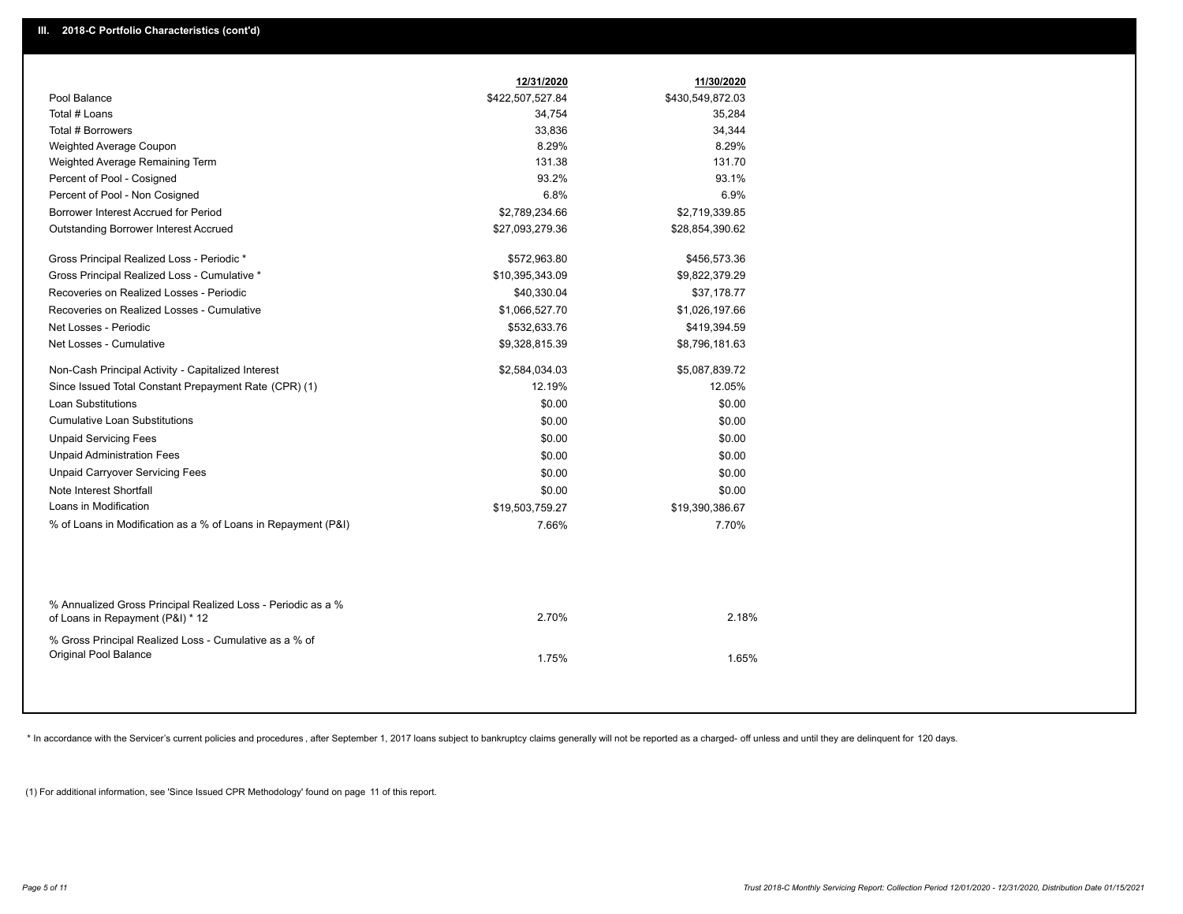## III. 2018-C Portfolio Characteristics (cont'd)

| | 12/31/2020 | 11/30/2020 |
|---|---|---|
| Pool Balance | $422,507,527.84 | $430,549,872.03 |
| Total # Loans | 34,754 | 35,284 |
| Total # Borrowers | 33,836 | 34,344 |
| Weighted Average Coupon | 8.29% | 8.29% |
| Weighted Average Remaining Term | 131.38 | 131.70 |
| Percent of Pool - Cosigned | 93.2% | 93.1% |
| Percent of Pool - Non Cosigned | 6.8% | 6.9% |
| Borrower Interest Accrued for Period | $2,789,234.66 | $2,719,339.85 |
| Outstanding Borrower Interest Accrued | $27,093,279.36 | $28,854,390.62 |
| Gross Principal Realized Loss - Periodic * | $572,963.80 | $456,573.36 |
| Gross Principal Realized Loss - Cumulative * | $10,395,343.09 | $9,822,379.29 |
| Recoveries on Realized Losses - Periodic | $40,330.04 | $37,178.77 |
| Recoveries on Realized Losses - Cumulative | $1,066,527.70 | $1,026,197.66 |
| Net Losses - Periodic | $532,633.76 | $419,394.59 |
| Net Losses - Cumulative | $9,328,815.39 | $8,796,181.63 |
| Non-Cash Principal Activity - Capitalized Interest | $2,584,034.03 | $5,087,839.72 |
| Since Issued Total Constant Prepayment Rate (CPR) (1) | 12.19% | 12.05% |
| Loan Substitutions | $0.00 | $0.00 |
| Cumulative Loan Substitutions | $0.00 | $0.00 |
| Unpaid Servicing Fees | $0.00 | $0.00 |
| Unpaid Administration Fees | $0.00 | $0.00 |
| Unpaid Carryover Servicing Fees | $0.00 | $0.00 |
| Note Interest Shortfall | $0.00 | $0.00 |
| Loans in Modification | $19,503,759.27 | $19,390,386.67 |
| % of Loans in Modification as a % of Loans in Repayment (P&I) | 7.66% | 7.70% |
| % Annualized Gross Principal Realized Loss - Periodic as a % of Loans in Repayment (P&I) * 12 | 2.70% | 2.18% |
| % Gross Principal Realized Loss - Cumulative as a % of Original Pool Balance | 1.75% | 1.65% |

* In accordance with the Servicer's current policies and procedures, after September 1, 2017 loans subject to bankruptcy claims generally will not be reported as a charged- off unless and until they are delinquent for 120 days.

(1) For additional information, see 'Since Issued CPR Methodology' found on page 11 of this report.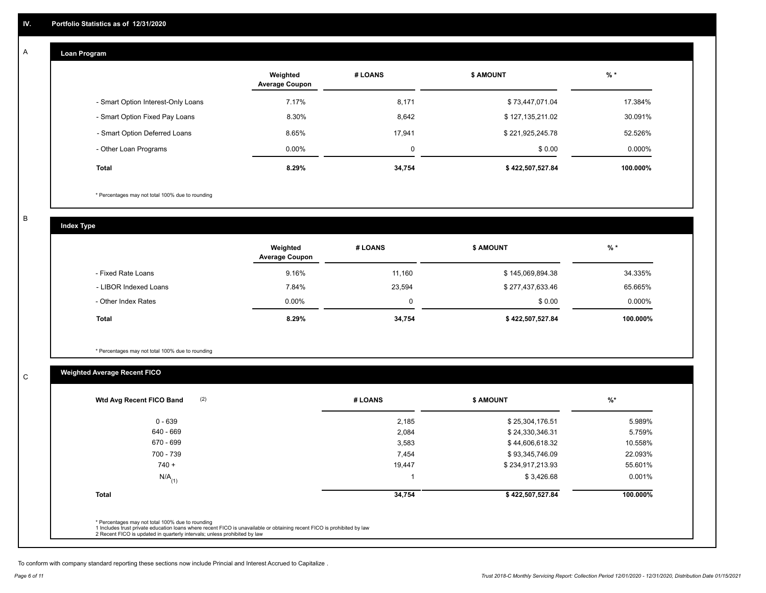## IV. Portfolio Statistics as of 12/31/2020

### A Loan Program

| | Weighted Average Coupon | # LOANS | $ AMOUNT | % * |
|---|---|---|---|---|
| - Smart Option Interest-Only Loans | 7.17% | 8,171 | $ 73,447,071.04 | 17.384% |
| - Smart Option Fixed Pay Loans | 8.30% | 8,642 | $ 127,135,211.02 | 30.091% |
| - Smart Option Deferred Loans | 8.65% | 17,941 | $ 221,925,245.78 | 52.526% |
| - Other Loan Programs | 0.00% | 0 | $ 0.00 | 0.000% |
| **Total** | **8.29%** | **34,754** | **$ 422,507,527.84** | **100.000%** |

\* Percentages may not total 100% due to rounding

### B Index Type

| | Weighted Average Coupon | # LOANS | $ AMOUNT | % * |
|---|---|---|---|---|
| - Fixed Rate Loans | 9.16% | 11,160 | $ 145,069,894.38 | 34.335% |
| - LIBOR Indexed Loans | 7.84% | 23,594 | $ 277,437,633.46 | 65.665% |
| - Other Index Rates | 0.00% | 0 | $ 0.00 | 0.000% |
| **Total** | **8.29%** | **34,754** | **$ 422,507,527.84** | **100.000%** |

\* Percentages may not total 100% due to rounding

### C Weighted Average Recent FICO

| Wtd Avg Recent FICO Band (2) | # LOANS | $ AMOUNT | %* |
|---|---|---|---|
| 0 - 639 | 2,185 | $ 25,304,176.51 | 5.989% |
| 640 - 669 | 2,084 | $ 24,330,346.31 | 5.759% |
| 670 - 699 | 3,583 | $ 44,606,618.32 | 10.558% |
| 700 - 739 | 7,454 | $ 93,345,746.09 | 22.093% |
| 740 + | 19,447 | $ 234,917,213.93 | 55.601% |
| N/A (1) | 1 | $ 3,426.68 | 0.001% |
| **Total** | **34,754** | **$ 422,507,527.84** | **100.000%** |

\* Percentages may not total 100% due to rounding
1 Includes trust private education loans where recent FICO is unavailable or obtaining recent FICO is prohibited by law
2 Recent FICO is updated in quarterly intervals; unless prohibited by law

To conform with company standard reporting these sections now include Princial and Interest Accrued to Capitalize .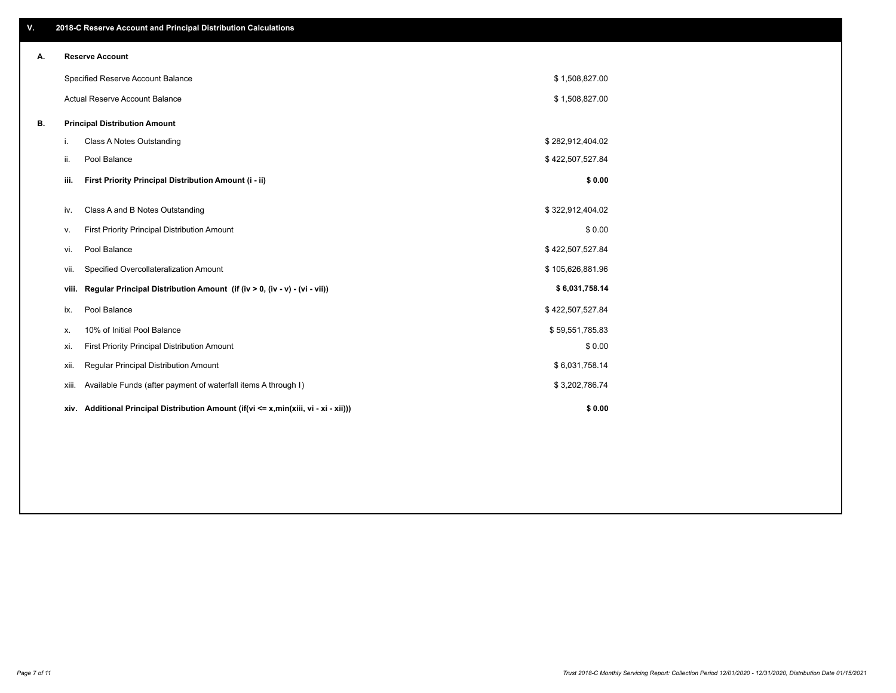## V. 2018-C Reserve Account and Principal Distribution Calculations

### A. Reserve Account

| | |
|---|---|
| Specified Reserve Account Balance | $ 1,508,827.00 |
| Actual Reserve Account Balance | $ 1,508,827.00 |

### B. Principal Distribution Amount

| | | |
|---|---|---|
| i. | Class A Notes Outstanding | $ 282,912,404.02 |
| ii. | Pool Balance | $ 422,507,527.84 |
| **iii.** | **First Priority Principal Distribution Amount (i - ii)** | **$ 0.00** |
| iv. | Class A and B Notes Outstanding | $ 322,912,404.02 |
| v. | First Priority Principal Distribution Amount | $ 0.00 |
| vi. | Pool Balance | $ 422,507,527.84 |
| vii. | Specified Overcollateralization Amount | $ 105,626,881.96 |
| **viii.** | **Regular Principal Distribution Amount (if (iv > 0, (iv - v) - (vi - vii))** | **$ 6,031,758.14** |
| ix. | Pool Balance | $ 422,507,527.84 |
| x. | 10% of Initial Pool Balance | $ 59,551,785.83 |
| xi. | First Priority Principal Distribution Amount | $ 0.00 |
| xii. | Regular Principal Distribution Amount | $ 6,031,758.14 |
| xiii. | Available Funds (after payment of waterfall items A through I) | $ 3,202,786.74 |
| **xiv.** | **Additional Principal Distribution Amount (if(vi <= x,min(xiii, vi - xi - xii)))** | **$ 0.00** |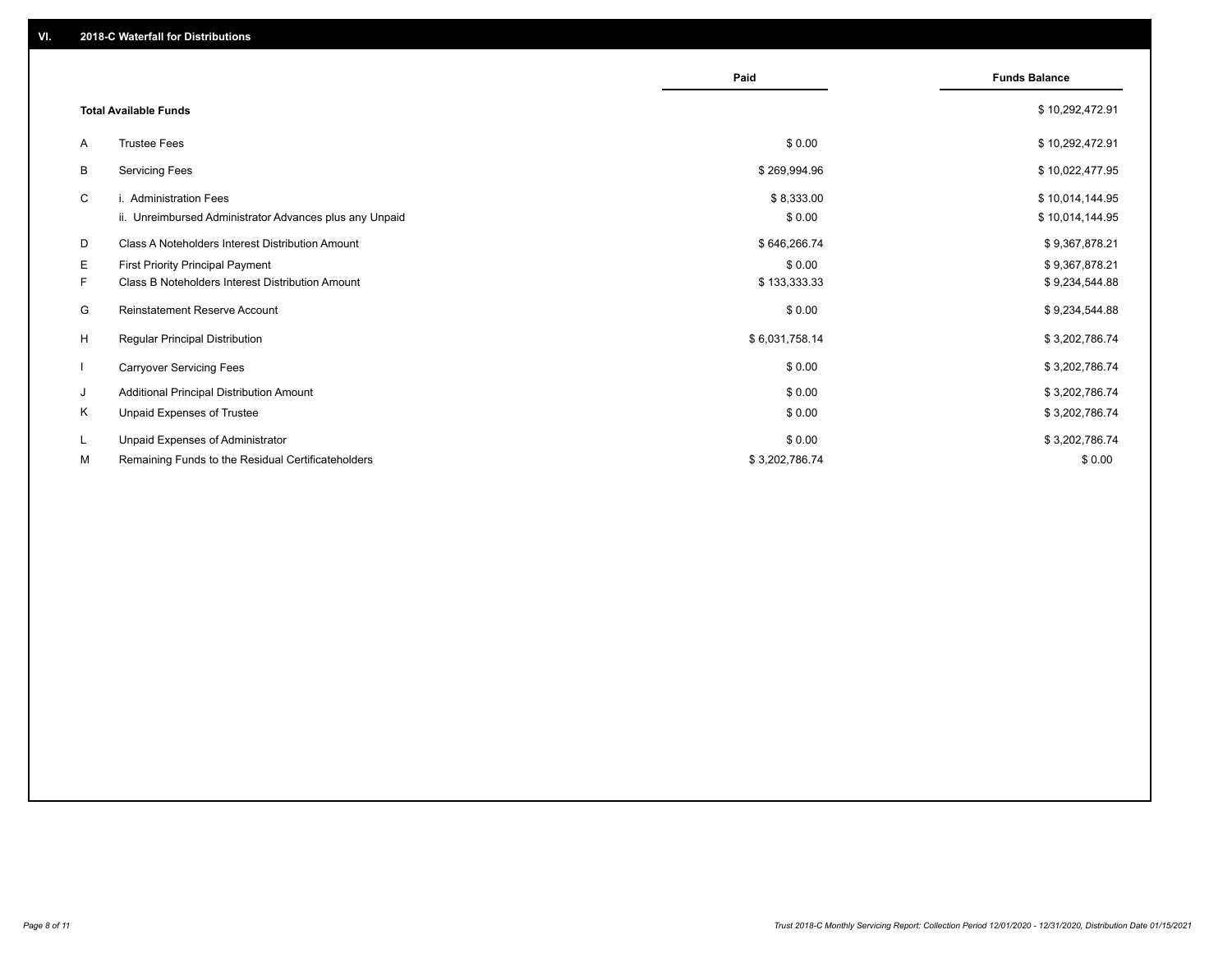## VI. 2018-C Waterfall for Distributions

| | | Paid | Funds Balance |
|---|---|---|---|
| | **Total Available Funds** | | $ 10,292,472.91 |
| A | Trustee Fees | $ 0.00 | $ 10,292,472.91 |
| B | Servicing Fees | $ 269,994.96 | $ 10,022,477.95 |
| C | i. Administration Fees | $ 8,333.00 | $ 10,014,144.95 |
| | ii. Unreimbursed Administrator Advances plus any Unpaid | $ 0.00 | $ 10,014,144.95 |
| D | Class A Noteholders Interest Distribution Amount | $ 646,266.74 | $ 9,367,878.21 |
| E | First Priority Principal Payment | $ 0.00 | $ 9,367,878.21 |
| F | Class B Noteholders Interest Distribution Amount | $ 133,333.33 | $ 9,234,544.88 |
| G | Reinstatement Reserve Account | $ 0.00 | $ 9,234,544.88 |
| H | Regular Principal Distribution | $ 6,031,758.14 | $ 3,202,786.74 |
| I | Carryover Servicing Fees | $ 0.00 | $ 3,202,786.74 |
| J | Additional Principal Distribution Amount | $ 0.00 | $ 3,202,786.74 |
| K | Unpaid Expenses of Trustee | $ 0.00 | $ 3,202,786.74 |
| L | Unpaid Expenses of Administrator | $ 0.00 | $ 3,202,786.74 |
| M | Remaining Funds to the Residual Certificateholders | $ 3,202,786.74 | $ 0.00 |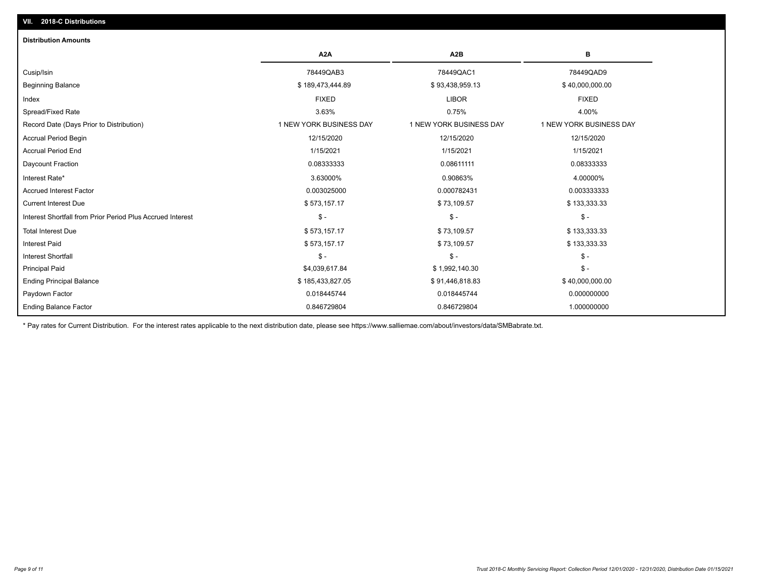## VII. 2018-C Distributions

### Distribution Amounts

| | A2A | A2B | B |
|---|---|---|---|
| Cusip/Isin | 78449QAB3 | 78449QAC1 | 78449QAD9 |
| Beginning Balance | $ 189,473,444.89 | $ 93,438,959.13 | $ 40,000,000.00 |
| Index | FIXED | LIBOR | FIXED |
| Spread/Fixed Rate | 3.63% | 0.75% | 4.00% |
| Record Date (Days Prior to Distribution) | 1 NEW YORK BUSINESS DAY | 1 NEW YORK BUSINESS DAY | 1 NEW YORK BUSINESS DAY |
| Accrual Period Begin | 12/15/2020 | 12/15/2020 | 12/15/2020 |
| Accrual Period End | 1/15/2021 | 1/15/2021 | 1/15/2021 |
| Daycount Fraction | 0.08333333 | 0.08611111 | 0.08333333 |
| Interest Rate* | 3.63000% | 0.90863% | 4.00000% |
| Accrued Interest Factor | 0.003025000 | 0.000782431 | 0.003333333 |
| Current Interest Due | $ 573,157.17 | $ 73,109.57 | $ 133,333.33 |
| Interest Shortfall from Prior Period Plus Accrued Interest | $ - | $ - | $ - |
| Total Interest Due | $ 573,157.17 | $ 73,109.57 | $ 133,333.33 |
| Interest Paid | $ 573,157.17 | $ 73,109.57 | $ 133,333.33 |
| Interest Shortfall | $ - | $ - | $ - |
| Principal Paid | $4,039,617.84 | $ 1,992,140.30 | $ - |
| Ending Principal Balance | $ 185,433,827.05 | $ 91,446,818.83 | $ 40,000,000.00 |
| Paydown Factor | 0.018445744 | 0.018445744 | 0.000000000 |
| Ending Balance Factor | 0.846729804 | 0.846729804 | 1.000000000 |

* Pay rates for Current Distribution. For the interest rates applicable to the next distribution date, please see https://www.salliemae.com/about/investors/data/SMBabrate.txt.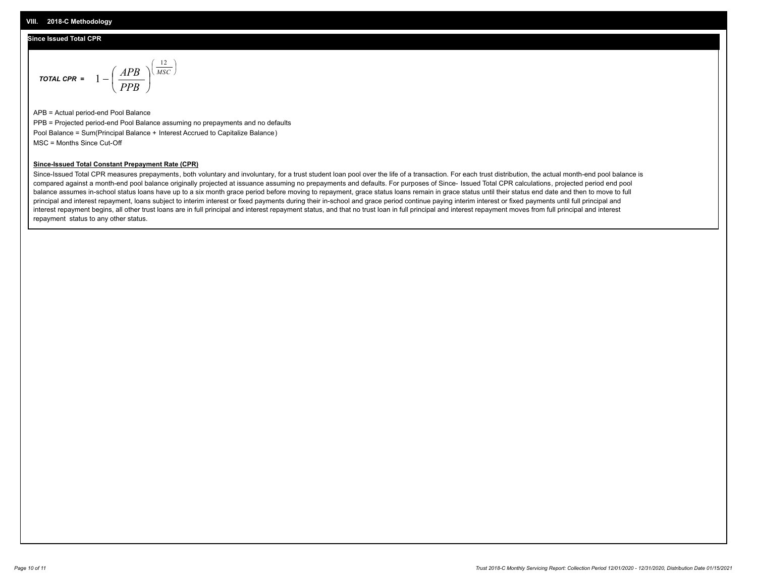## VIII. 2018-C Methodology

### Since Issued Total CPR

$$\textit{TOTAL CPR} = 1 - \left( \frac{APB}{PPB} \right)^{\left( \frac{12}{MSC} \right)}$$

APB = Actual period-end Pool Balance

PPB = Projected period-end Pool Balance assuming no prepayments and no defaults

Pool Balance = Sum(Principal Balance + Interest Accrued to Capitalize Balance)

MSC = Months Since Cut-Off

**Since-Issued Total Constant Prepayment Rate (CPR)**

Since-Issued Total CPR measures prepayments, both voluntary and involuntary, for a trust student loan pool over the life of a transaction. For each trust distribution, the actual month-end pool balance is compared against a month-end pool balance originally projected at issuance assuming no prepayments and defaults. For purposes of Since- Issued Total CPR calculations, projected period end pool balance assumes in-school status loans have up to a six month grace period before moving to repayment, grace status loans remain in grace status until their status end date and then to move to full principal and interest repayment, loans subject to interim interest or fixed payments during their in-school and grace period continue paying interim interest or fixed payments until full principal and interest repayment begins, all other trust loans are in full principal and interest repayment status, and that no trust loan in full principal and interest repayment moves from full principal and interest repayment status to any other status.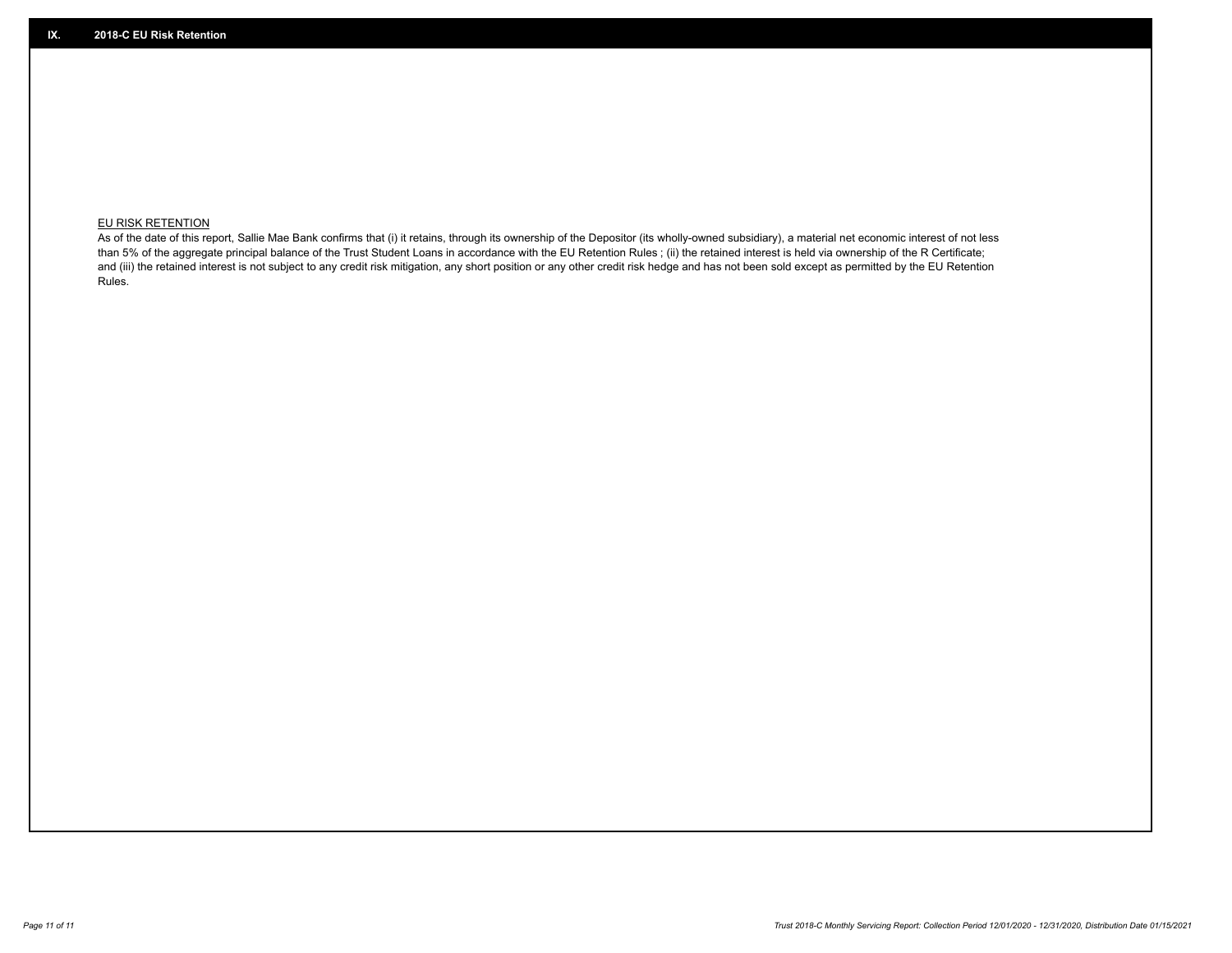## IX. 2018-C EU Risk Retention

EU RISK RETENTION

As of the date of this report, Sallie Mae Bank confirms that (i) it retains, through its ownership of the Depositor (its wholly-owned subsidiary), a material net economic interest of not less than 5% of the aggregate principal balance of the Trust Student Loans in accordance with the EU Retention Rules ; (ii) the retained interest is held via ownership of the R Certificate; and (iii) the retained interest is not subject to any credit risk mitigation, any short position or any other credit risk hedge and has not been sold except as permitted by the EU Retention Rules.